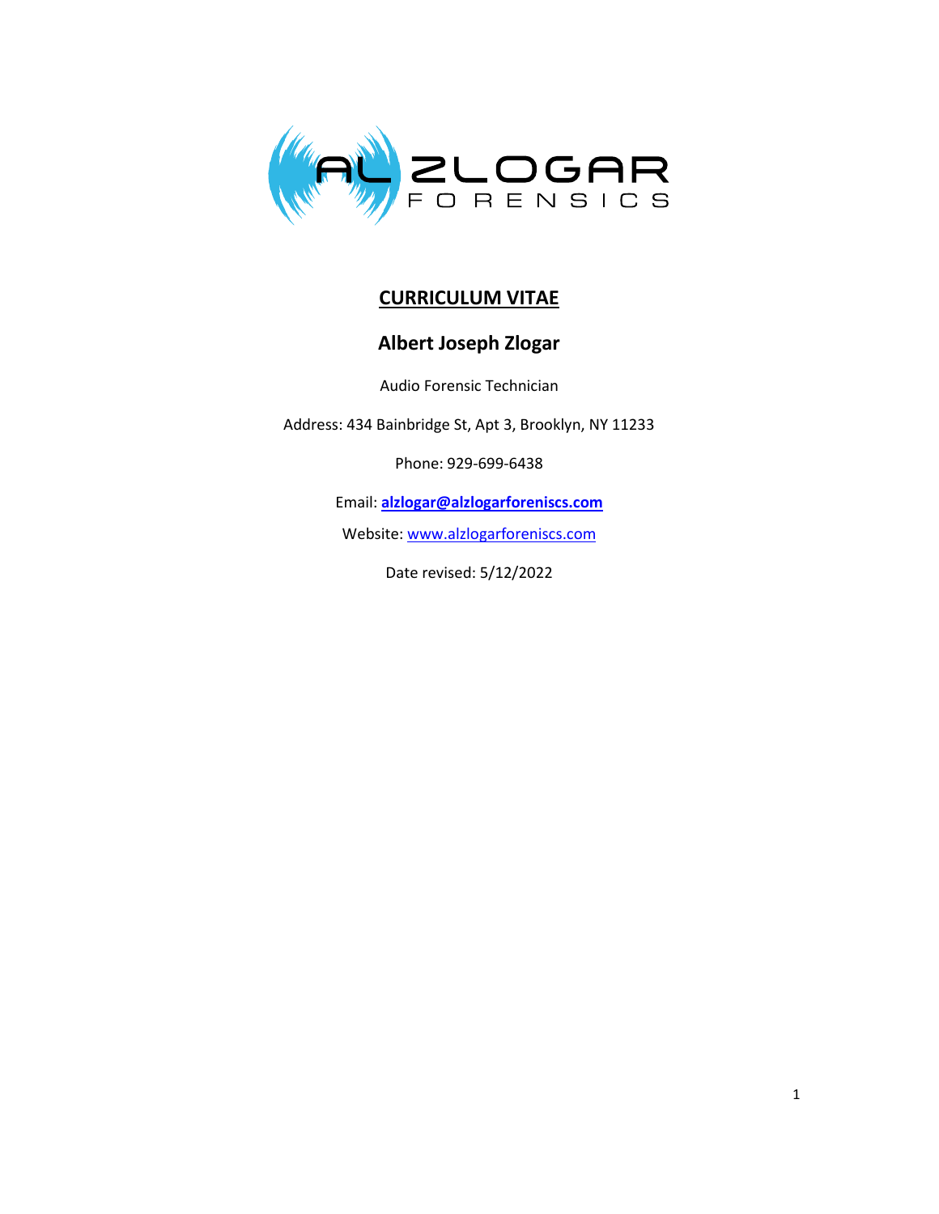AL ZLOGAR FORENSICS

# CURRICULUM VITAE

## Albert Joseph Zlogar

Audio Forensic Technician

Address: 434 Bainbridge St, Apt 3, Brooklyn, NY 11233

Phone: 929-699-6438

Email: **alzlogar@alzlogarforeniscs.com**

Website: www.alzlogarforeniscs.com

Date revised: 5/12/2022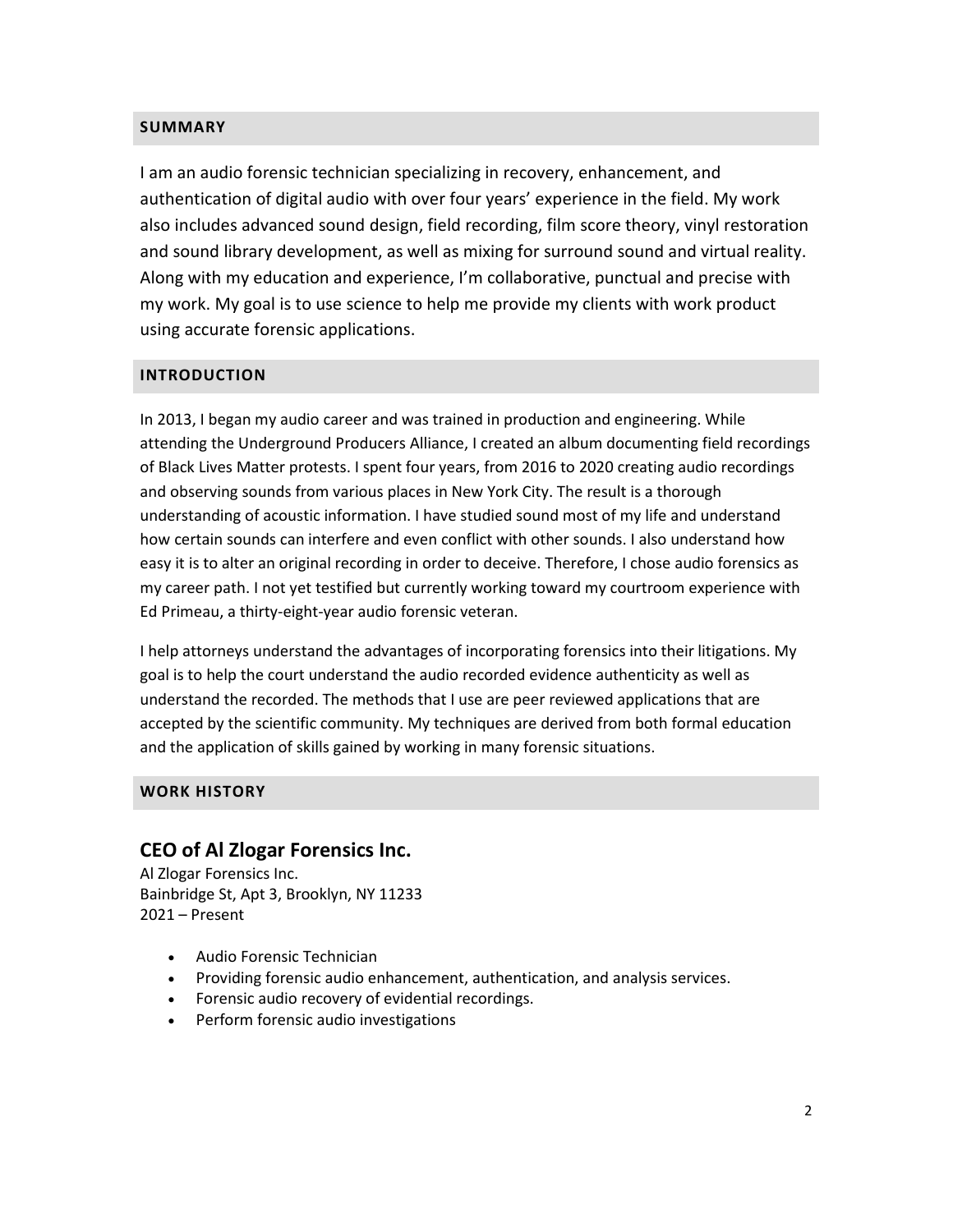## SUMMARY

I am an audio forensic technician specializing in recovery, enhancement, and authentication of digital audio with over four years' experience in the field. My work also includes advanced sound design, field recording, film score theory, vinyl restoration and sound library development, as well as mixing for surround sound and virtual reality. Along with my education and experience, I'm collaborative, punctual and precise with my work. My goal is to use science to help me provide my clients with work product using accurate forensic applications.

## INTRODUCTION

In 2013, I began my audio career and was trained in production and engineering. While attending the Underground Producers Alliance, I created an album documenting field recordings of Black Lives Matter protests. I spent four years, from 2016 to 2020 creating audio recordings and observing sounds from various places in New York City. The result is a thorough understanding of acoustic information. I have studied sound most of my life and understand how certain sounds can interfere and even conflict with other sounds. I also understand how easy it is to alter an original recording in order to deceive. Therefore, I chose audio forensics as my career path. I not yet testified but currently working toward my courtroom experience with Ed Primeau, a thirty-eight-year audio forensic veteran.

I help attorneys understand the advantages of incorporating forensics into their litigations. My goal is to help the court understand the audio recorded evidence authenticity as well as understand the recorded. The methods that I use are peer reviewed applications that are accepted by the scientific community. My techniques are derived from both formal education and the application of skills gained by working in many forensic situations.

## WORK HISTORY

### CEO of Al Zlogar Forensics Inc.

Al Zlogar Forensics Inc.
Bainbridge St, Apt 3, Brooklyn, NY 11233
2021 – Present

- Audio Forensic Technician
- Providing forensic audio enhancement, authentication, and analysis services.
- Forensic audio recovery of evidential recordings.
- Perform forensic audio investigations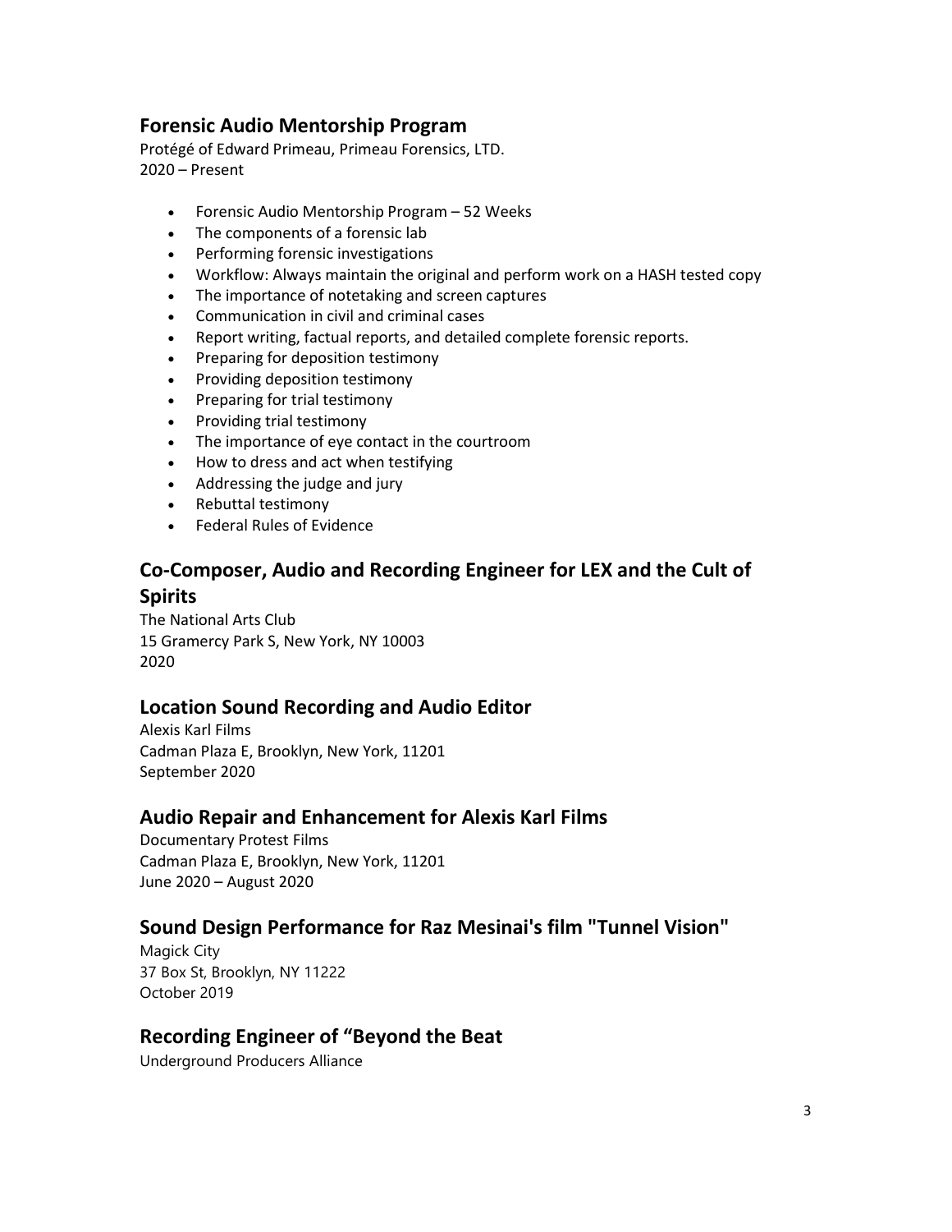## Forensic Audio Mentorship Program

Protégé of Edward Primeau, Primeau Forensics, LTD.
2020 – Present

- Forensic Audio Mentorship Program – 52 Weeks
- The components of a forensic lab
- Performing forensic investigations
- Workflow: Always maintain the original and perform work on a HASH tested copy
- The importance of notetaking and screen captures
- Communication in civil and criminal cases
- Report writing, factual reports, and detailed complete forensic reports.
- Preparing for deposition testimony
- Providing deposition testimony
- Preparing for trial testimony
- Providing trial testimony
- The importance of eye contact in the courtroom
- How to dress and act when testifying
- Addressing the judge and jury
- Rebuttal testimony
- Federal Rules of Evidence

## Co-Composer, Audio and Recording Engineer for LEX and the Cult of Spirits

The National Arts Club
15 Gramercy Park S, New York, NY 10003
2020

## Location Sound Recording and Audio Editor

Alexis Karl Films
Cadman Plaza E, Brooklyn, New York, 11201
September 2020

## Audio Repair and Enhancement for Alexis Karl Films

Documentary Protest Films
Cadman Plaza E, Brooklyn, New York, 11201
June 2020 – August 2020

## Sound Design Performance for Raz Mesinai's film "Tunnel Vision"

Magick City
37 Box St, Brooklyn, NY 11222
October 2019

## Recording Engineer of "Beyond the Beat

Underground Producers Alliance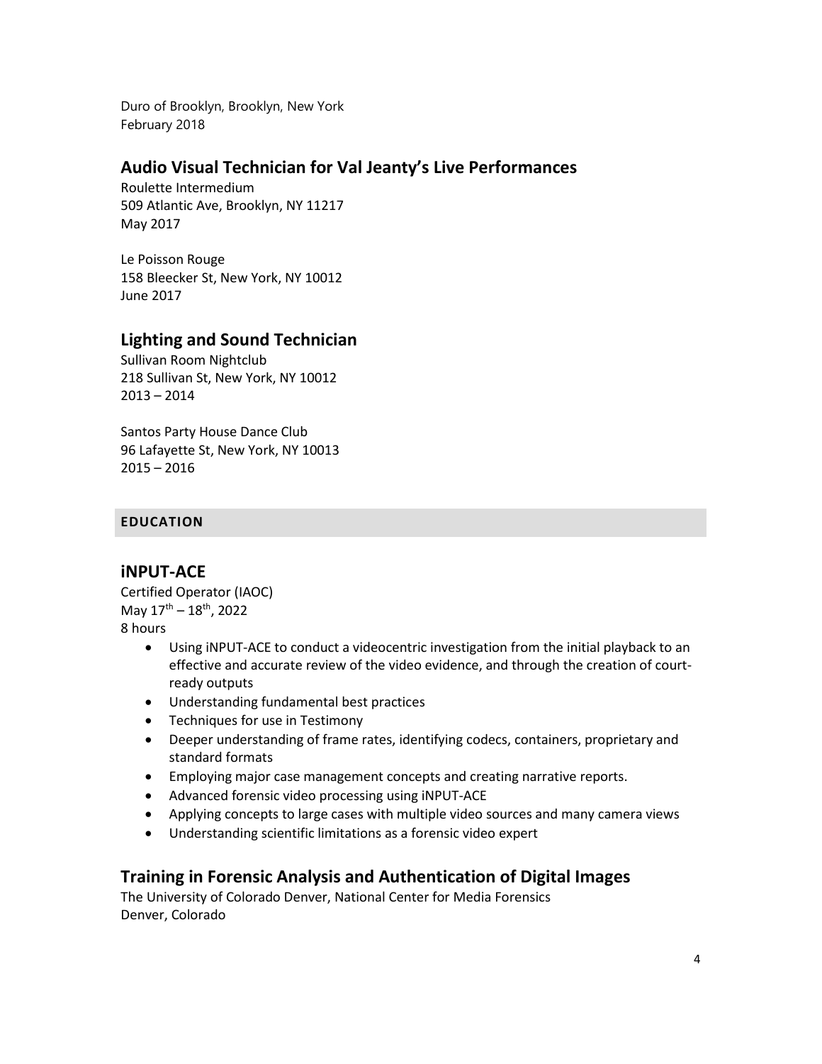Duro of Brooklyn, Brooklyn, New York
February 2018

## Audio Visual Technician for Val Jeanty's Live Performances

Roulette Intermedium
509 Atlantic Ave, Brooklyn, NY 11217
May 2017

Le Poisson Rouge
158 Bleecker St, New York, NY 10012
June 2017

## Lighting and Sound Technician

Sullivan Room Nightclub
218 Sullivan St, New York, NY 10012
2013 – 2014

Santos Party House Dance Club
96 Lafayette St, New York, NY 10013
2015 – 2016

**EDUCATION**

## iNPUT-ACE

Certified Operator (IAOC)
May 17th – 18th, 2022
8 hours

- Using iNPUT-ACE to conduct a videocentric investigation from the initial playback to an effective and accurate review of the video evidence, and through the creation of court-ready outputs
- Understanding fundamental best practices
- Techniques for use in Testimony
- Deeper understanding of frame rates, identifying codecs, containers, proprietary and standard formats
- Employing major case management concepts and creating narrative reports.
- Advanced forensic video processing using iNPUT-ACE
- Applying concepts to large cases with multiple video sources and many camera views
- Understanding scientific limitations as a forensic video expert

## Training in Forensic Analysis and Authentication of Digital Images

The University of Colorado Denver, National Center for Media Forensics
Denver, Colorado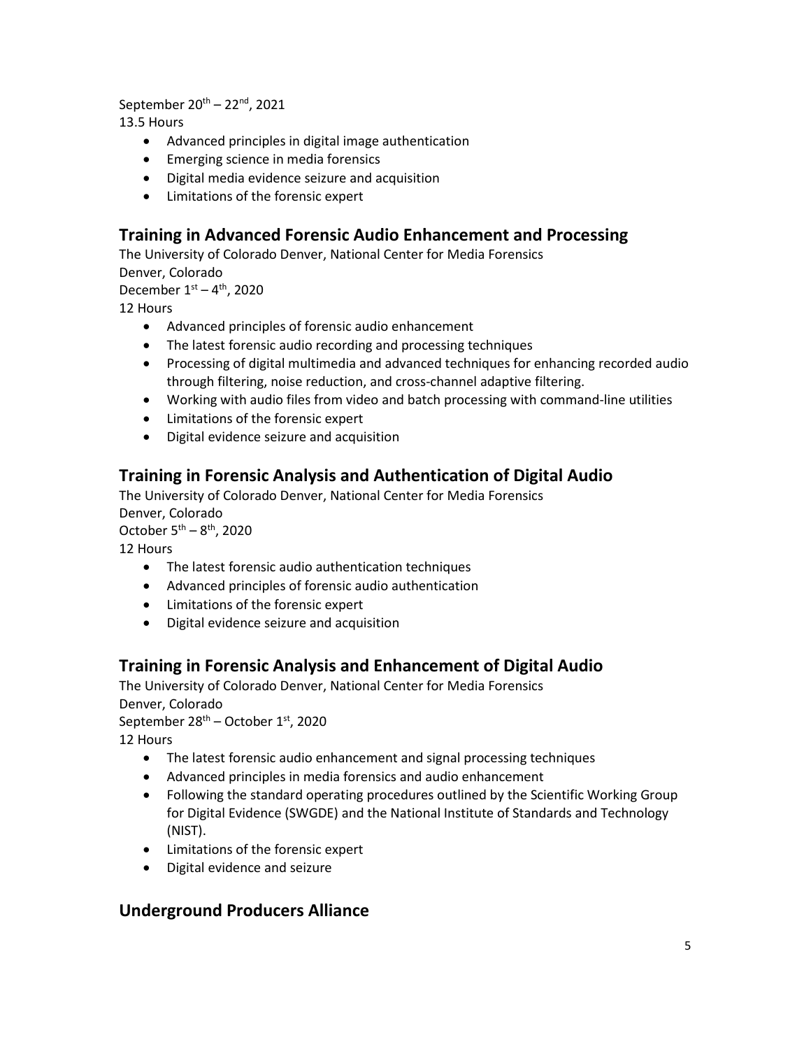September 20th – 22nd, 2021
13.5 Hours

- Advanced principles in digital image authentication
- Emerging science in media forensics
- Digital media evidence seizure and acquisition
- Limitations of the forensic expert

## Training in Advanced Forensic Audio Enhancement and Processing

The University of Colorado Denver, National Center for Media Forensics
Denver, Colorado
December 1st – 4th, 2020
12 Hours

- Advanced principles of forensic audio enhancement
- The latest forensic audio recording and processing techniques
- Processing of digital multimedia and advanced techniques for enhancing recorded audio through filtering, noise reduction, and cross-channel adaptive filtering.
- Working with audio files from video and batch processing with command-line utilities
- Limitations of the forensic expert
- Digital evidence seizure and acquisition

## Training in Forensic Analysis and Authentication of Digital Audio

The University of Colorado Denver, National Center for Media Forensics
Denver, Colorado
October 5th – 8th, 2020
12 Hours

- The latest forensic audio authentication techniques
- Advanced principles of forensic audio authentication
- Limitations of the forensic expert
- Digital evidence seizure and acquisition

## Training in Forensic Analysis and Enhancement of Digital Audio

The University of Colorado Denver, National Center for Media Forensics
Denver, Colorado
September 28th – October 1st, 2020
12 Hours

- The latest forensic audio enhancement and signal processing techniques
- Advanced principles in media forensics and audio enhancement
- Following the standard operating procedures outlined by the Scientific Working Group for Digital Evidence (SWGDE) and the National Institute of Standards and Technology (NIST).
- Limitations of the forensic expert
- Digital evidence and seizure

## Underground Producers Alliance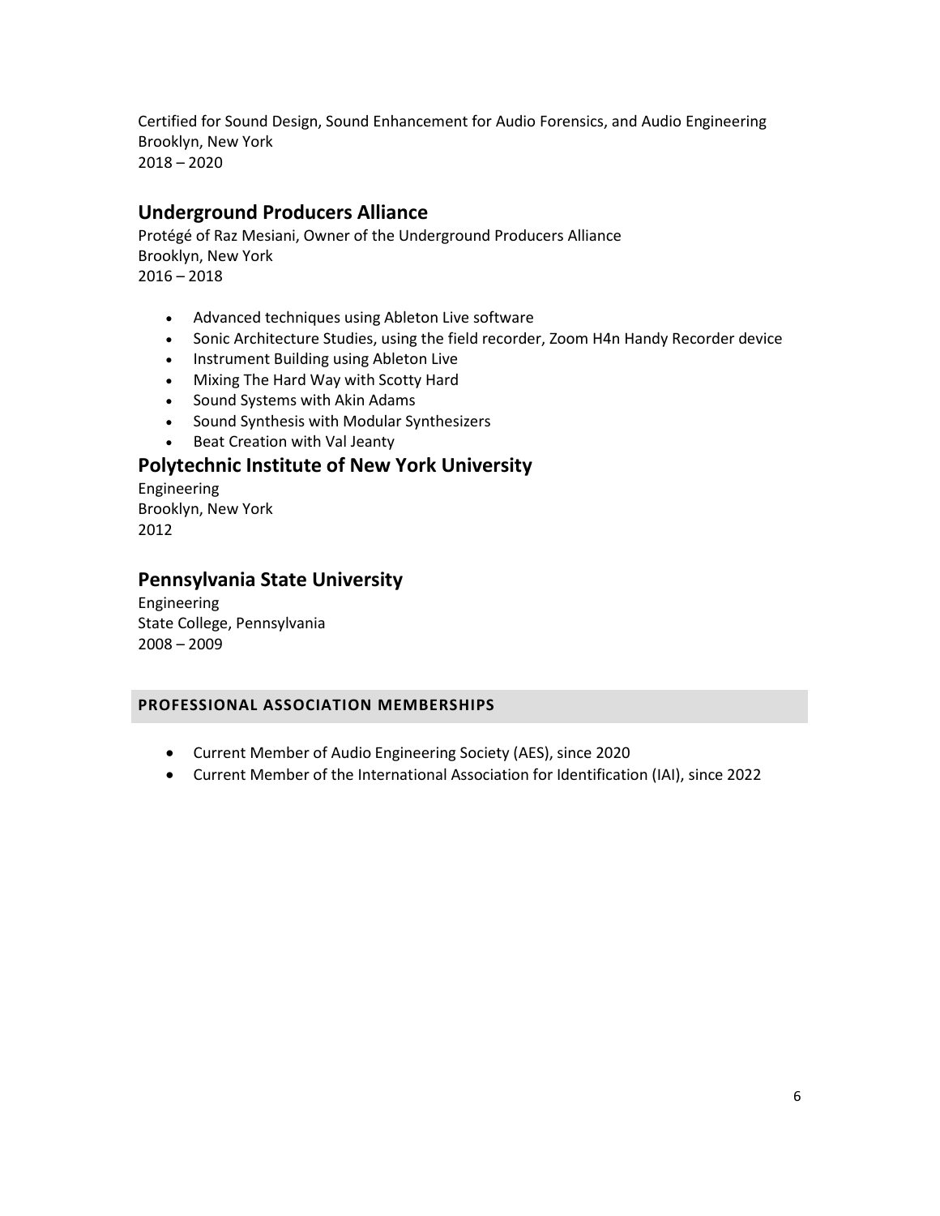Certified for Sound Design, Sound Enhancement for Audio Forensics, and Audio Engineering
Brooklyn, New York
2018 – 2020

### Underground Producers Alliance

Protégé of Raz Mesiani, Owner of the Underground Producers Alliance
Brooklyn, New York
2016 – 2018

- Advanced techniques using Ableton Live software
- Sonic Architecture Studies, using the field recorder, Zoom H4n Handy Recorder device
- Instrument Building using Ableton Live
- Mixing The Hard Way with Scotty Hard
- Sound Systems with Akin Adams
- Sound Synthesis with Modular Synthesizers
- Beat Creation with Val Jeanty

### Polytechnic Institute of New York University

Engineering
Brooklyn, New York
2012

### Pennsylvania State University

Engineering
State College, Pennsylvania
2008 – 2009

## PROFESSIONAL ASSOCIATION MEMBERSHIPS

- Current Member of Audio Engineering Society (AES), since 2020
- Current Member of the International Association for Identification (IAI), since 2022